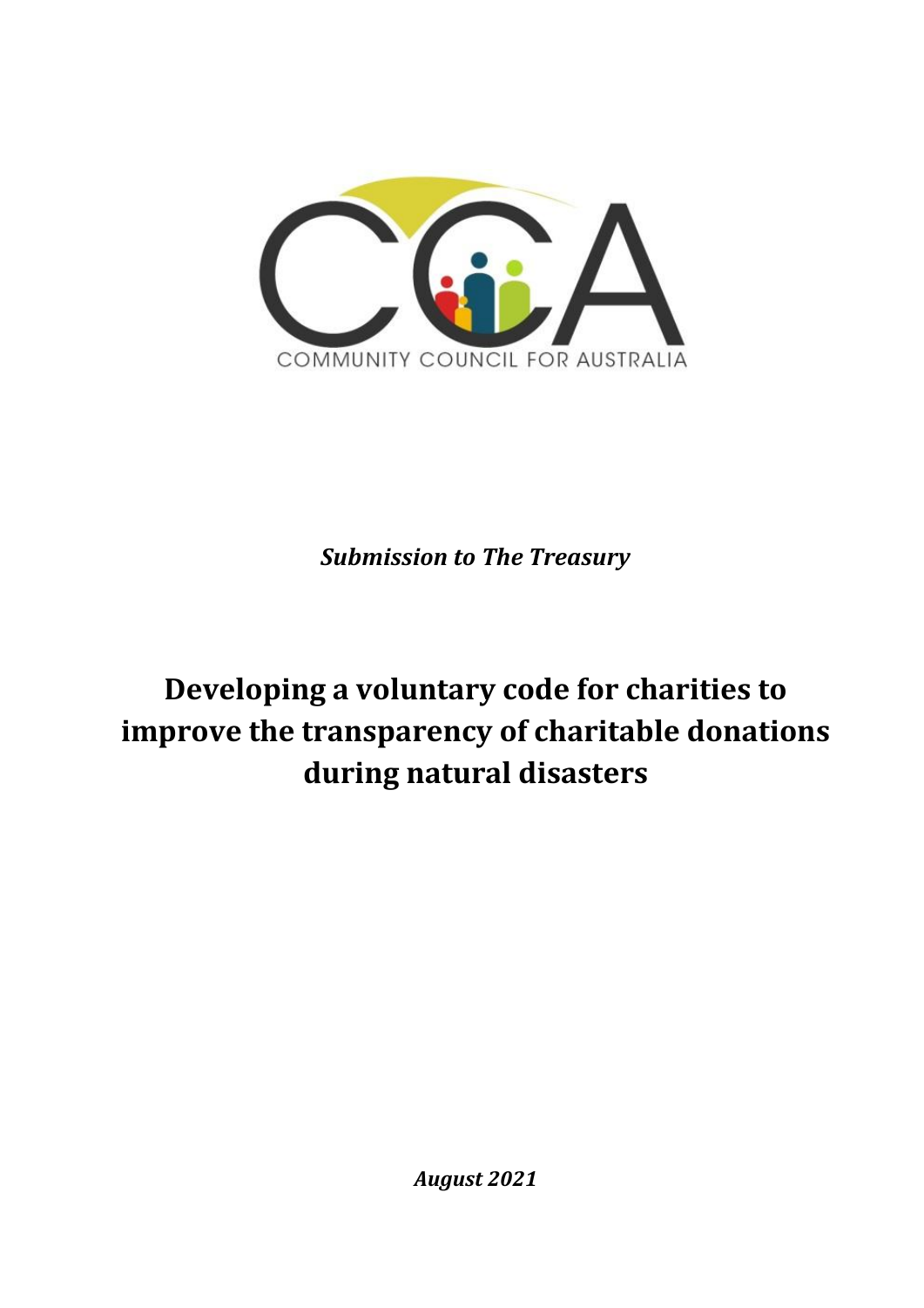COMMUNITY COUNCIL FOR AUSTRALIA

***Submission to The Treasury***

# Developing a voluntary code for charities to improve the transparency of charitable donations during natural disasters

***August 2021***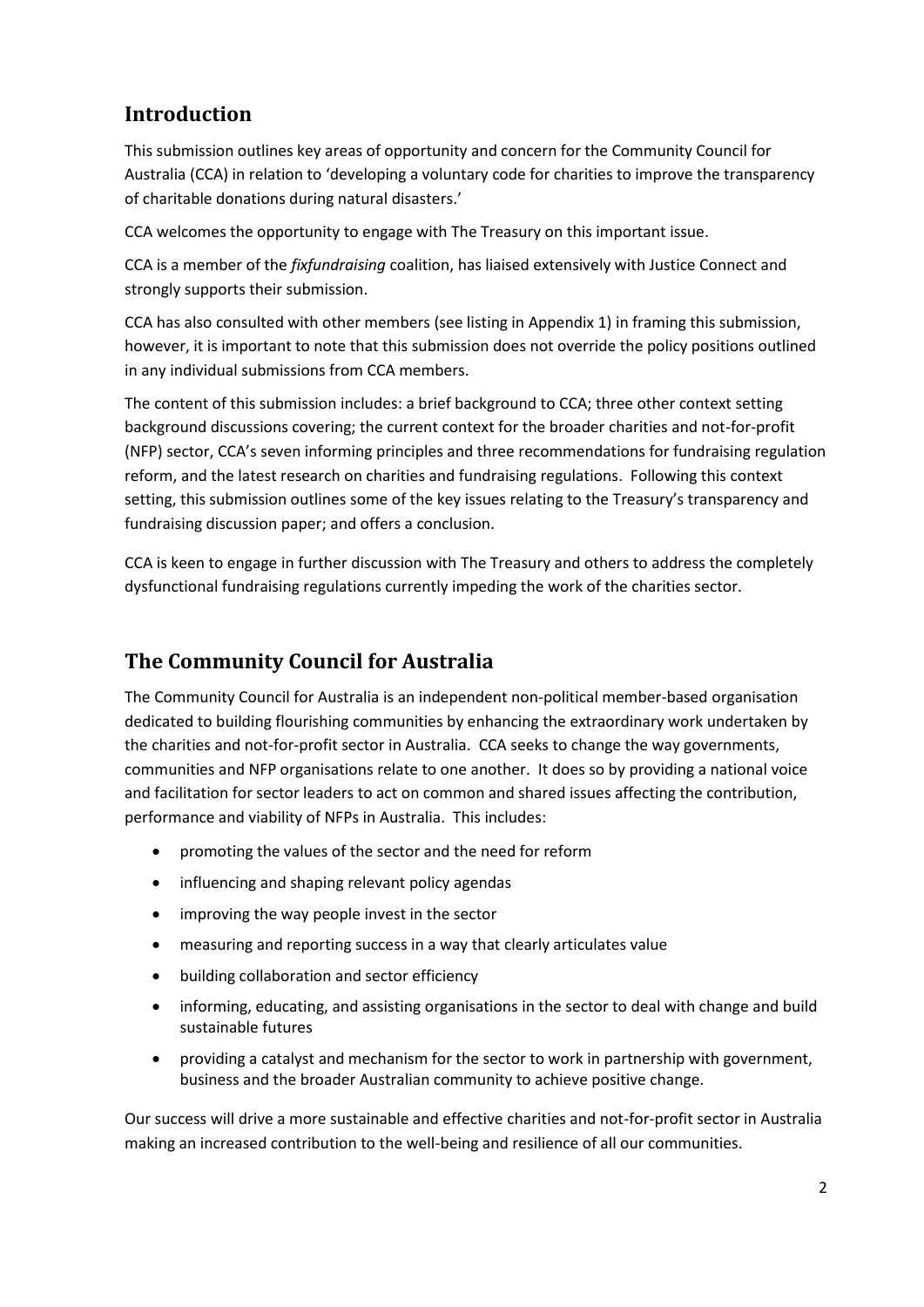## Introduction

This submission outlines key areas of opportunity and concern for the Community Council for Australia (CCA) in relation to 'developing a voluntary code for charities to improve the transparency of charitable donations during natural disasters.'

CCA welcomes the opportunity to engage with The Treasury on this important issue.

CCA is a member of the *fixfundraising* coalition, has liaised extensively with Justice Connect and strongly supports their submission.

CCA has also consulted with other members (see listing in Appendix 1) in framing this submission, however, it is important to note that this submission does not override the policy positions outlined in any individual submissions from CCA members.

The content of this submission includes: a brief background to CCA; three other context setting background discussions covering; the current context for the broader charities and not-for-profit (NFP) sector, CCA's seven informing principles and three recommendations for fundraising regulation reform, and the latest research on charities and fundraising regulations. Following this context setting, this submission outlines some of the key issues relating to the Treasury's transparency and fundraising discussion paper; and offers a conclusion.

CCA is keen to engage in further discussion with The Treasury and others to address the completely dysfunctional fundraising regulations currently impeding the work of the charities sector.

## The Community Council for Australia

The Community Council for Australia is an independent non-political member-based organisation dedicated to building flourishing communities by enhancing the extraordinary work undertaken by the charities and not-for-profit sector in Australia. CCA seeks to change the way governments, communities and NFP organisations relate to one another. It does so by providing a national voice and facilitation for sector leaders to act on common and shared issues affecting the contribution, performance and viability of NFPs in Australia. This includes:

- promoting the values of the sector and the need for reform
- influencing and shaping relevant policy agendas
- improving the way people invest in the sector
- measuring and reporting success in a way that clearly articulates value
- building collaboration and sector efficiency
- informing, educating, and assisting organisations in the sector to deal with change and build sustainable futures
- providing a catalyst and mechanism for the sector to work in partnership with government, business and the broader Australian community to achieve positive change.

Our success will drive a more sustainable and effective charities and not-for-profit sector in Australia making an increased contribution to the well-being and resilience of all our communities.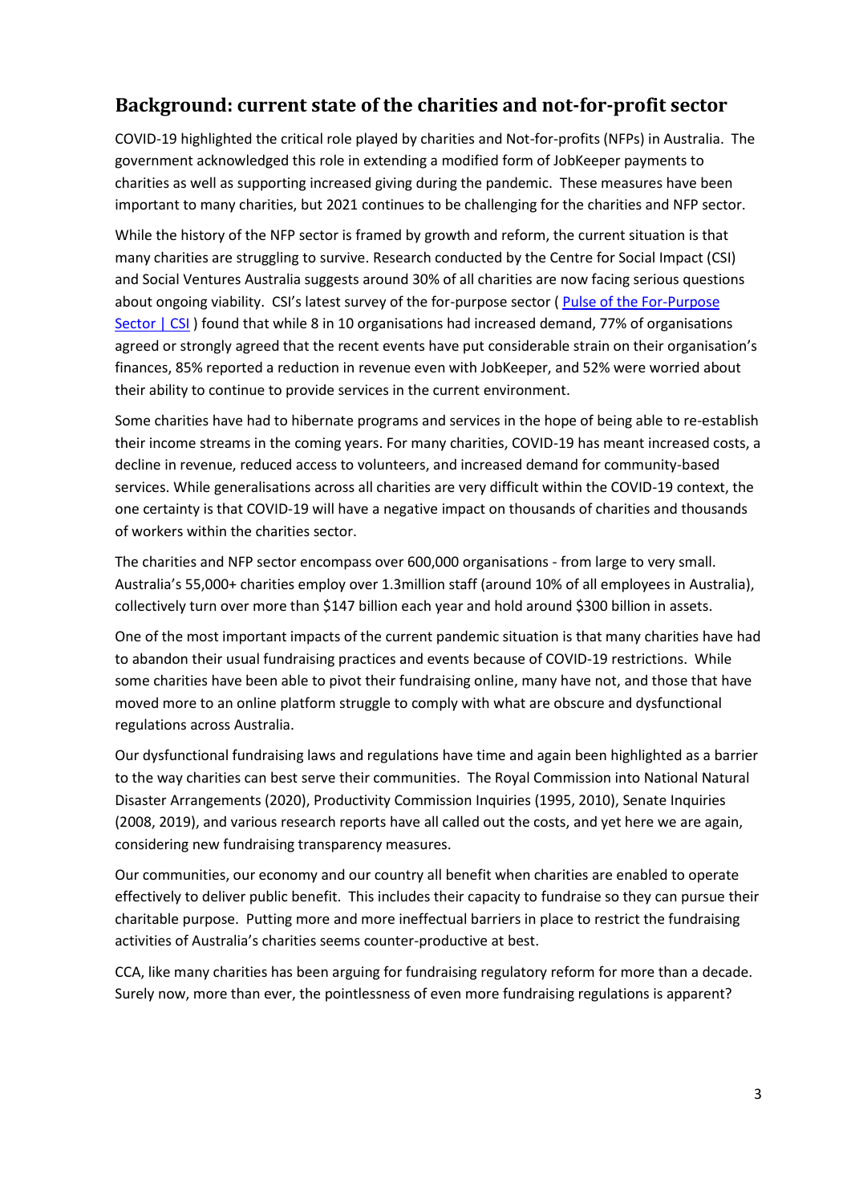## Background: current state of the charities and not-for-profit sector

COVID-19 highlighted the critical role played by charities and Not-for-profits (NFPs) in Australia. The government acknowledged this role in extending a modified form of JobKeeper payments to charities as well as supporting increased giving during the pandemic. These measures have been important to many charities, but 2021 continues to be challenging for the charities and NFP sector.

While the history of the NFP sector is framed by growth and reform, the current situation is that many charities are struggling to survive. Research conducted by the Centre for Social Impact (CSI) and Social Ventures Australia suggests around 30% of all charities are now facing serious questions about ongoing viability. CSI's latest survey of the for-purpose sector ( Pulse of the For-Purpose Sector | CSI ) found that while 8 in 10 organisations had increased demand, 77% of organisations agreed or strongly agreed that the recent events have put considerable strain on their organisation's finances, 85% reported a reduction in revenue even with JobKeeper, and 52% were worried about their ability to continue to provide services in the current environment.

Some charities have had to hibernate programs and services in the hope of being able to re-establish their income streams in the coming years. For many charities, COVID-19 has meant increased costs, a decline in revenue, reduced access to volunteers, and increased demand for community-based services. While generalisations across all charities are very difficult within the COVID-19 context, the one certainty is that COVID-19 will have a negative impact on thousands of charities and thousands of workers within the charities sector.

The charities and NFP sector encompass over 600,000 organisations - from large to very small. Australia's 55,000+ charities employ over 1.3million staff (around 10% of all employees in Australia), collectively turn over more than $147 billion each year and hold around $300 billion in assets.

One of the most important impacts of the current pandemic situation is that many charities have had to abandon their usual fundraising practices and events because of COVID-19 restrictions. While some charities have been able to pivot their fundraising online, many have not, and those that have moved more to an online platform struggle to comply with what are obscure and dysfunctional regulations across Australia.

Our dysfunctional fundraising laws and regulations have time and again been highlighted as a barrier to the way charities can best serve their communities. The Royal Commission into National Natural Disaster Arrangements (2020), Productivity Commission Inquiries (1995, 2010), Senate Inquiries (2008, 2019), and various research reports have all called out the costs, and yet here we are again, considering new fundraising transparency measures.

Our communities, our economy and our country all benefit when charities are enabled to operate effectively to deliver public benefit. This includes their capacity to fundraise so they can pursue their charitable purpose. Putting more and more ineffectual barriers in place to restrict the fundraising activities of Australia's charities seems counter-productive at best.

CCA, like many charities has been arguing for fundraising regulatory reform for more than a decade. Surely now, more than ever, the pointlessness of even more fundraising regulations is apparent?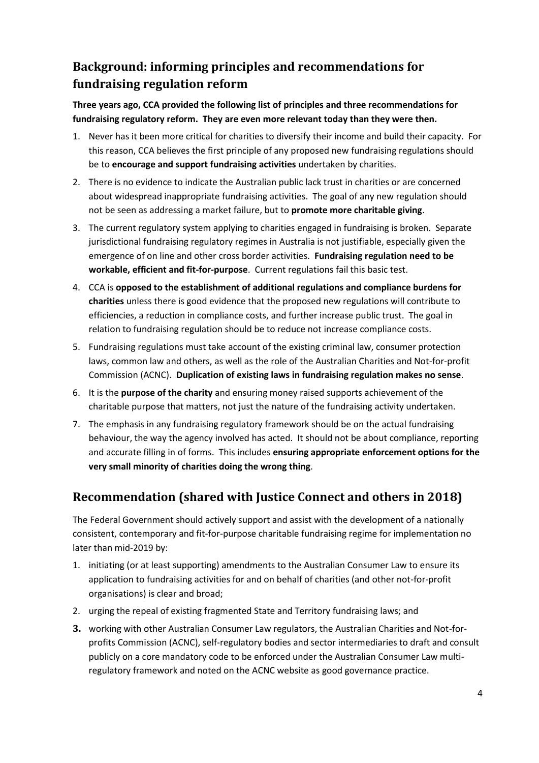## Background: informing principles and recommendations for fundraising regulation reform

**Three years ago, CCA provided the following list of principles and three recommendations for fundraising regulatory reform. They are even more relevant today than they were then.**

1. Never has it been more critical for charities to diversify their income and build their capacity. For this reason, CCA believes the first principle of any proposed new fundraising regulations should be to **encourage and support fundraising activities** undertaken by charities.
2. There is no evidence to indicate the Australian public lack trust in charities or are concerned about widespread inappropriate fundraising activities. The goal of any new regulation should not be seen as addressing a market failure, but to **promote more charitable giving**.
3. The current regulatory system applying to charities engaged in fundraising is broken. Separate jurisdictional fundraising regulatory regimes in Australia is not justifiable, especially given the emergence of on line and other cross border activities. **Fundraising regulation need to be workable, efficient and fit-for-purpose**. Current regulations fail this basic test.
4. CCA is **opposed to the establishment of additional regulations and compliance burdens for charities** unless there is good evidence that the proposed new regulations will contribute to efficiencies, a reduction in compliance costs, and further increase public trust. The goal in relation to fundraising regulation should be to reduce not increase compliance costs.
5. Fundraising regulations must take account of the existing criminal law, consumer protection laws, common law and others, as well as the role of the Australian Charities and Not-for-profit Commission (ACNC). **Duplication of existing laws in fundraising regulation makes no sense**.
6. It is the **purpose of the charity** and ensuring money raised supports achievement of the charitable purpose that matters, not just the nature of the fundraising activity undertaken.
7. The emphasis in any fundraising regulatory framework should be on the actual fundraising behaviour, the way the agency involved has acted. It should not be about compliance, reporting and accurate filling in of forms. This includes **ensuring appropriate enforcement options for the very small minority of charities doing the wrong thing**.

## Recommendation (shared with Justice Connect and others in 2018)

The Federal Government should actively support and assist with the development of a nationally consistent, contemporary and fit-for-purpose charitable fundraising regime for implementation no later than mid-2019 by:

1. initiating (or at least supporting) amendments to the Australian Consumer Law to ensure its application to fundraising activities for and on behalf of charities (and other not-for-profit organisations) is clear and broad;
2. urging the repeal of existing fragmented State and Territory fundraising laws; and
3. working with other Australian Consumer Law regulators, the Australian Charities and Not-for-profits Commission (ACNC), self-regulatory bodies and sector intermediaries to draft and consult publicly on a core mandatory code to be enforced under the Australian Consumer Law multi-regulatory framework and noted on the ACNC website as good governance practice.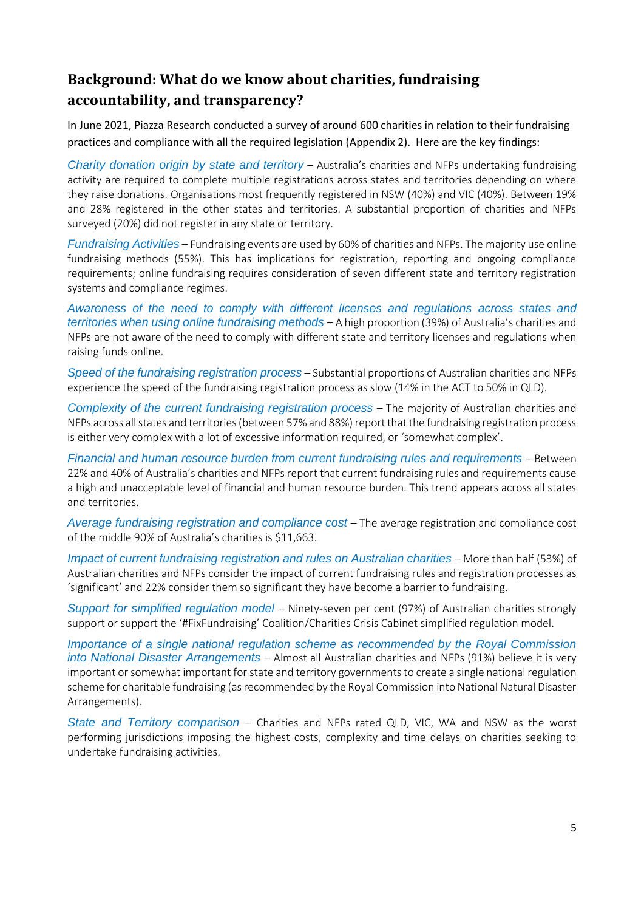## Background: What do we know about charities, fundraising accountability, and transparency?

In June 2021, Piazza Research conducted a survey of around 600 charities in relation to their fundraising practices and compliance with all the required legislation (Appendix 2). Here are the key findings:

*Charity donation origin by state and territory* – Australia's charities and NFPs undertaking fundraising activity are required to complete multiple registrations across states and territories depending on where they raise donations. Organisations most frequently registered in NSW (40%) and VIC (40%). Between 19% and 28% registered in the other states and territories. A substantial proportion of charities and NFPs surveyed (20%) did not register in any state or territory.

*Fundraising Activities* – Fundraising events are used by 60% of charities and NFPs. The majority use online fundraising methods (55%). This has implications for registration, reporting and ongoing compliance requirements; online fundraising requires consideration of seven different state and territory registration systems and compliance regimes.

*Awareness of the need to comply with different licenses and regulations across states and territories when using online fundraising methods* – A high proportion (39%) of Australia's charities and NFPs are not aware of the need to comply with different state and territory licenses and regulations when raising funds online.

*Speed of the fundraising registration process* – Substantial proportions of Australian charities and NFPs experience the speed of the fundraising registration process as slow (14% in the ACT to 50% in QLD).

*Complexity of the current fundraising registration process* – The majority of Australian charities and NFPs across all states and territories (between 57% and 88%) report that the fundraising registration process is either very complex with a lot of excessive information required, or 'somewhat complex'.

*Financial and human resource burden from current fundraising rules and requirements* – Between 22% and 40% of Australia's charities and NFPs report that current fundraising rules and requirements cause a high and unacceptable level of financial and human resource burden. This trend appears across all states and territories.

*Average fundraising registration and compliance cost* – The average registration and compliance cost of the middle 90% of Australia's charities is $11,663.

*Impact of current fundraising registration and rules on Australian charities* – More than half (53%) of Australian charities and NFPs consider the impact of current fundraising rules and registration processes as 'significant' and 22% consider them so significant they have become a barrier to fundraising.

*Support for simplified regulation model* – Ninety-seven per cent (97%) of Australian charities strongly support or support the '#FixFundraising' Coalition/Charities Crisis Cabinet simplified regulation model.

*Importance of a single national regulation scheme as recommended by the Royal Commission into National Disaster Arrangements* – Almost all Australian charities and NFPs (91%) believe it is very important or somewhat important for state and territory governments to create a single national regulation scheme for charitable fundraising (as recommended by the Royal Commission into National Natural Disaster Arrangements).

*State and Territory comparison* – Charities and NFPs rated QLD, VIC, WA and NSW as the worst performing jurisdictions imposing the highest costs, complexity and time delays on charities seeking to undertake fundraising activities.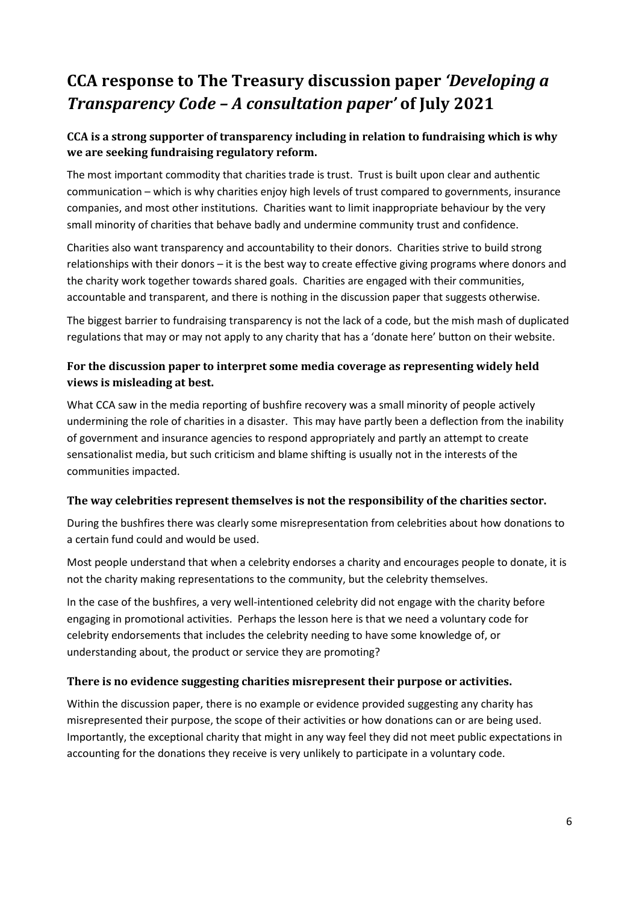# CCA response to The Treasury discussion paper *'Developing a Transparency Code – A consultation paper'* of July 2021

### CCA is a strong supporter of transparency including in relation to fundraising which is why we are seeking fundraising regulatory reform.

The most important commodity that charities trade is trust. Trust is built upon clear and authentic communication – which is why charities enjoy high levels of trust compared to governments, insurance companies, and most other institutions. Charities want to limit inappropriate behaviour by the very small minority of charities that behave badly and undermine community trust and confidence.

Charities also want transparency and accountability to their donors. Charities strive to build strong relationships with their donors – it is the best way to create effective giving programs where donors and the charity work together towards shared goals. Charities are engaged with their communities, accountable and transparent, and there is nothing in the discussion paper that suggests otherwise.

The biggest barrier to fundraising transparency is not the lack of a code, but the mish mash of duplicated regulations that may or may not apply to any charity that has a 'donate here' button on their website.

### For the discussion paper to interpret some media coverage as representing widely held views is misleading at best.

What CCA saw in the media reporting of bushfire recovery was a small minority of people actively undermining the role of charities in a disaster. This may have partly been a deflection from the inability of government and insurance agencies to respond appropriately and partly an attempt to create sensationalist media, but such criticism and blame shifting is usually not in the interests of the communities impacted.

### The way celebrities represent themselves is not the responsibility of the charities sector.

During the bushfires there was clearly some misrepresentation from celebrities about how donations to a certain fund could and would be used.

Most people understand that when a celebrity endorses a charity and encourages people to donate, it is not the charity making representations to the community, but the celebrity themselves.

In the case of the bushfires, a very well-intentioned celebrity did not engage with the charity before engaging in promotional activities. Perhaps the lesson here is that we need a voluntary code for celebrity endorsements that includes the celebrity needing to have some knowledge of, or understanding about, the product or service they are promoting?

### There is no evidence suggesting charities misrepresent their purpose or activities.

Within the discussion paper, there is no example or evidence provided suggesting any charity has misrepresented their purpose, the scope of their activities or how donations can or are being used. Importantly, the exceptional charity that might in any way feel they did not meet public expectations in accounting for the donations they receive is very unlikely to participate in a voluntary code.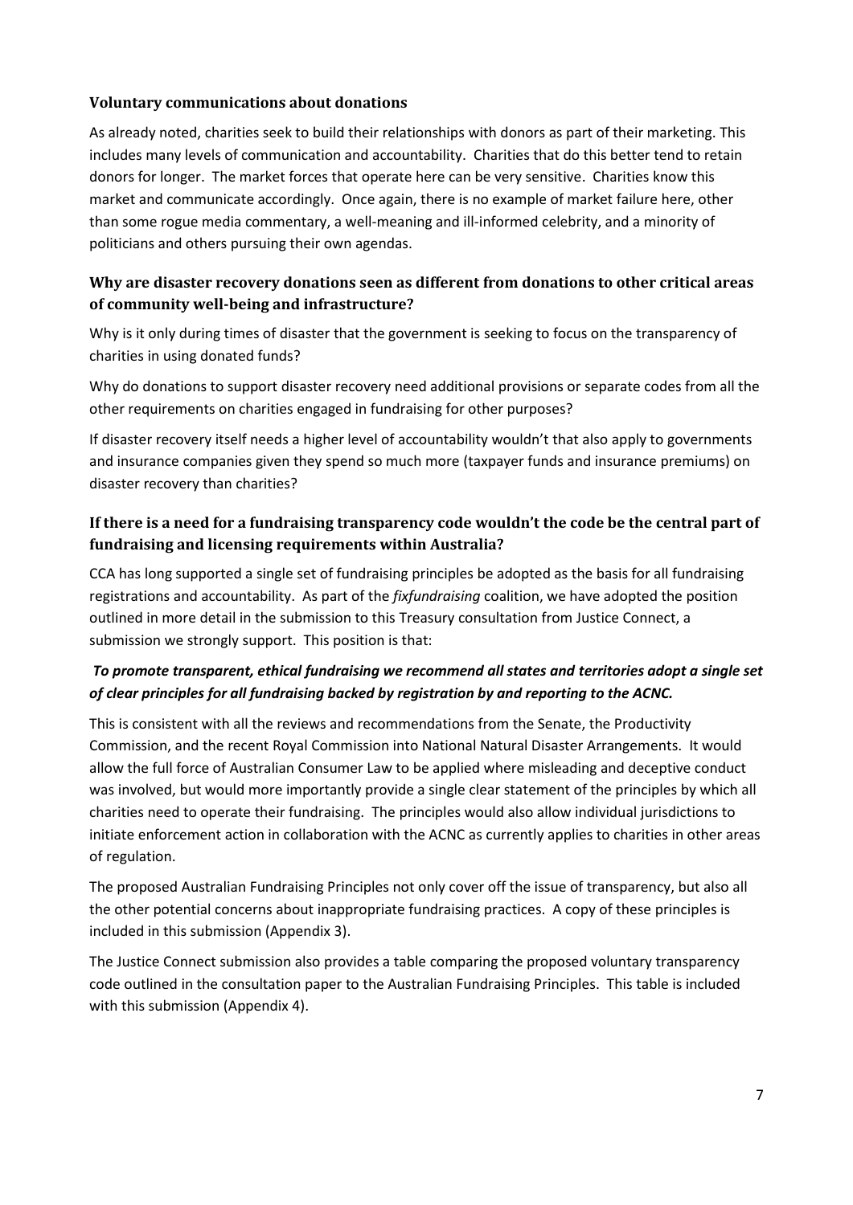### Voluntary communications about donations

As already noted, charities seek to build their relationships with donors as part of their marketing. This includes many levels of communication and accountability. Charities that do this better tend to retain donors for longer. The market forces that operate here can be very sensitive. Charities know this market and communicate accordingly. Once again, there is no example of market failure here, other than some rogue media commentary, a well-meaning and ill-informed celebrity, and a minority of politicians and others pursuing their own agendas.

### Why are disaster recovery donations seen as different from donations to other critical areas of community well-being and infrastructure?

Why is it only during times of disaster that the government is seeking to focus on the transparency of charities in using donated funds?

Why do donations to support disaster recovery need additional provisions or separate codes from all the other requirements on charities engaged in fundraising for other purposes?

If disaster recovery itself needs a higher level of accountability wouldn't that also apply to governments and insurance companies given they spend so much more (taxpayer funds and insurance premiums) on disaster recovery than charities?

### If there is a need for a fundraising transparency code wouldn't the code be the central part of fundraising and licensing requirements within Australia?

CCA has long supported a single set of fundraising principles be adopted as the basis for all fundraising registrations and accountability. As part of the *fixfundraising* coalition, we have adopted the position outlined in more detail in the submission to this Treasury consultation from Justice Connect, a submission we strongly support. This position is that:

***To promote transparent, ethical fundraising we recommend all states and territories adopt a single set of clear principles for all fundraising backed by registration by and reporting to the ACNC.***

This is consistent with all the reviews and recommendations from the Senate, the Productivity Commission, and the recent Royal Commission into National Natural Disaster Arrangements. It would allow the full force of Australian Consumer Law to be applied where misleading and deceptive conduct was involved, but would more importantly provide a single clear statement of the principles by which all charities need to operate their fundraising. The principles would also allow individual jurisdictions to initiate enforcement action in collaboration with the ACNC as currently applies to charities in other areas of regulation.

The proposed Australian Fundraising Principles not only cover off the issue of transparency, but also all the other potential concerns about inappropriate fundraising practices. A copy of these principles is included in this submission (Appendix 3).

The Justice Connect submission also provides a table comparing the proposed voluntary transparency code outlined in the consultation paper to the Australian Fundraising Principles. This table is included with this submission (Appendix 4).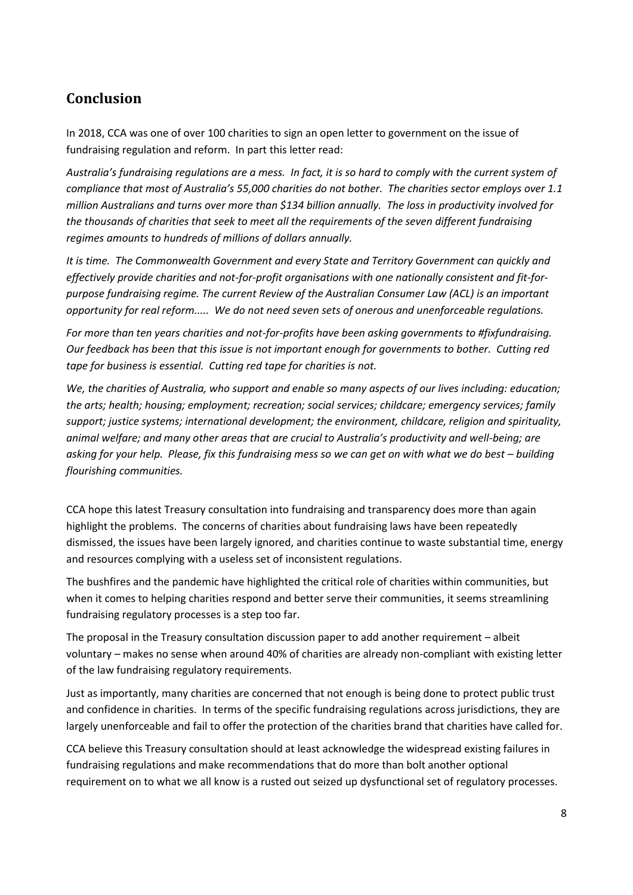## Conclusion

In 2018, CCA was one of over 100 charities to sign an open letter to government on the issue of fundraising regulation and reform. In part this letter read:

*Australia's fundraising regulations are a mess. In fact, it is so hard to comply with the current system of compliance that most of Australia's 55,000 charities do not bother. The charities sector employs over 1.1 million Australians and turns over more than $134 billion annually. The loss in productivity involved for the thousands of charities that seek to meet all the requirements of the seven different fundraising regimes amounts to hundreds of millions of dollars annually.*

*It is time. The Commonwealth Government and every State and Territory Government can quickly and effectively provide charities and not-for-profit organisations with one nationally consistent and fit-for-purpose fundraising regime. The current Review of the Australian Consumer Law (ACL) is an important opportunity for real reform..... We do not need seven sets of onerous and unenforceable regulations.*

*For more than ten years charities and not-for-profits have been asking governments to #fixfundraising. Our feedback has been that this issue is not important enough for governments to bother. Cutting red tape for business is essential. Cutting red tape for charities is not.*

*We, the charities of Australia, who support and enable so many aspects of our lives including: education; the arts; health; housing; employment; recreation; social services; childcare; emergency services; family support; justice systems; international development; the environment, childcare, religion and spirituality, animal welfare; and many other areas that are crucial to Australia's productivity and well-being; are asking for your help. Please, fix this fundraising mess so we can get on with what we do best – building flourishing communities.*

CCA hope this latest Treasury consultation into fundraising and transparency does more than again highlight the problems. The concerns of charities about fundraising laws have been repeatedly dismissed, the issues have been largely ignored, and charities continue to waste substantial time, energy and resources complying with a useless set of inconsistent regulations.

The bushfires and the pandemic have highlighted the critical role of charities within communities, but when it comes to helping charities respond and better serve their communities, it seems streamlining fundraising regulatory processes is a step too far.

The proposal in the Treasury consultation discussion paper to add another requirement – albeit voluntary – makes no sense when around 40% of charities are already non-compliant with existing letter of the law fundraising regulatory requirements.

Just as importantly, many charities are concerned that not enough is being done to protect public trust and confidence in charities. In terms of the specific fundraising regulations across jurisdictions, they are largely unenforceable and fail to offer the protection of the charities brand that charities have called for.

CCA believe this Treasury consultation should at least acknowledge the widespread existing failures in fundraising regulations and make recommendations that do more than bolt another optional requirement on to what we all know is a rusted out seized up dysfunctional set of regulatory processes.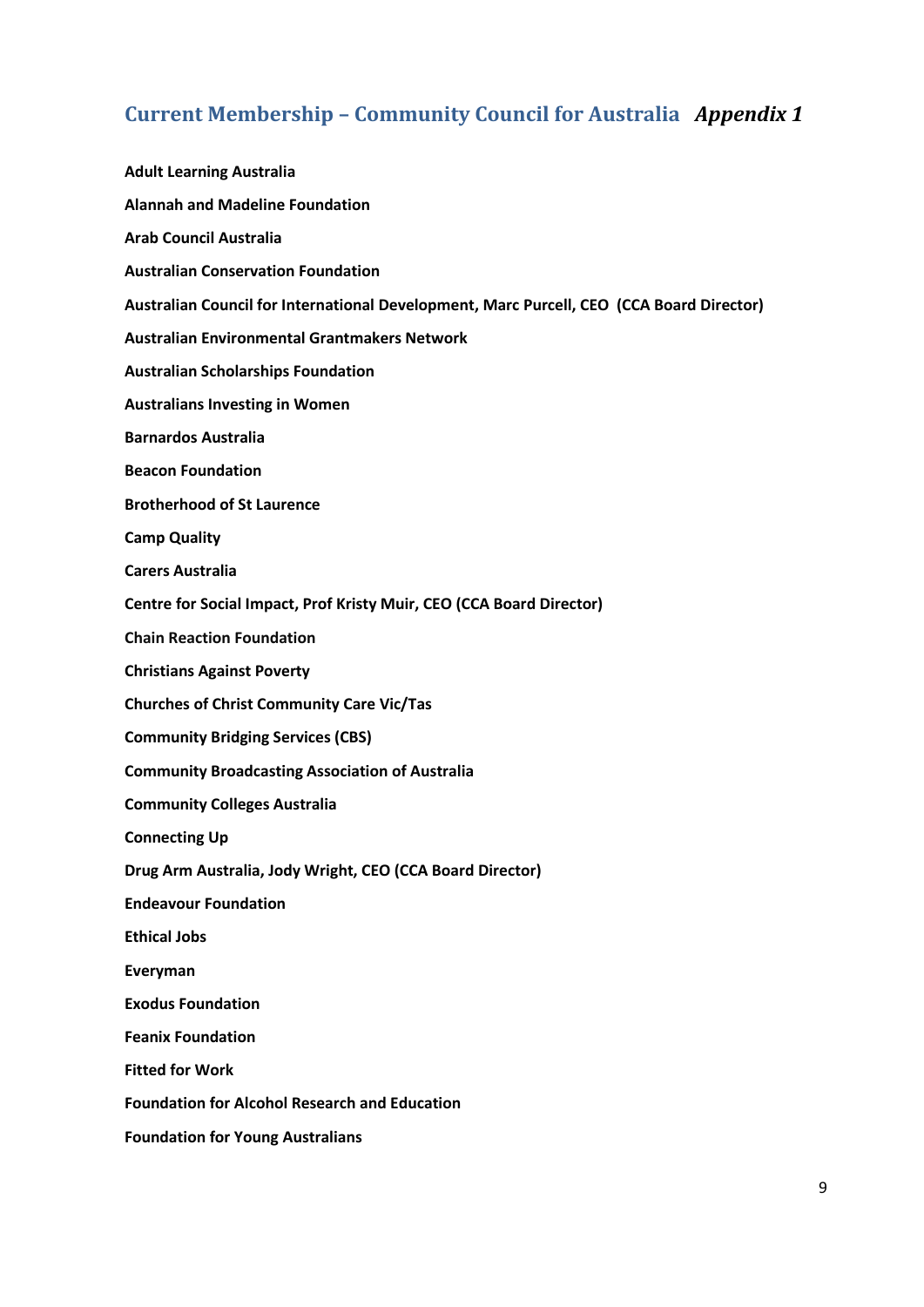## Current Membership – Community Council for Australia *Appendix 1*

**Adult Learning Australia**

**Alannah and Madeline Foundation**

**Arab Council Australia**

**Australian Conservation Foundation**

**Australian Council for International Development, Marc Purcell, CEO (CCA Board Director)**

**Australian Environmental Grantmakers Network**

**Australian Scholarships Foundation**

**Australians Investing in Women**

**Barnardos Australia**

**Beacon Foundation**

**Brotherhood of St Laurence**

**Camp Quality**

**Carers Australia**

**Centre for Social Impact, Prof Kristy Muir, CEO (CCA Board Director)**

**Chain Reaction Foundation**

**Christians Against Poverty**

**Churches of Christ Community Care Vic/Tas**

**Community Bridging Services (CBS)**

**Community Broadcasting Association of Australia**

**Community Colleges Australia**

**Connecting Up**

**Drug Arm Australia, Jody Wright, CEO (CCA Board Director)**

**Endeavour Foundation**

**Ethical Jobs**

**Everyman**

**Exodus Foundation**

**Feanix Foundation**

**Fitted for Work**

**Foundation for Alcohol Research and Education**

**Foundation for Young Australians**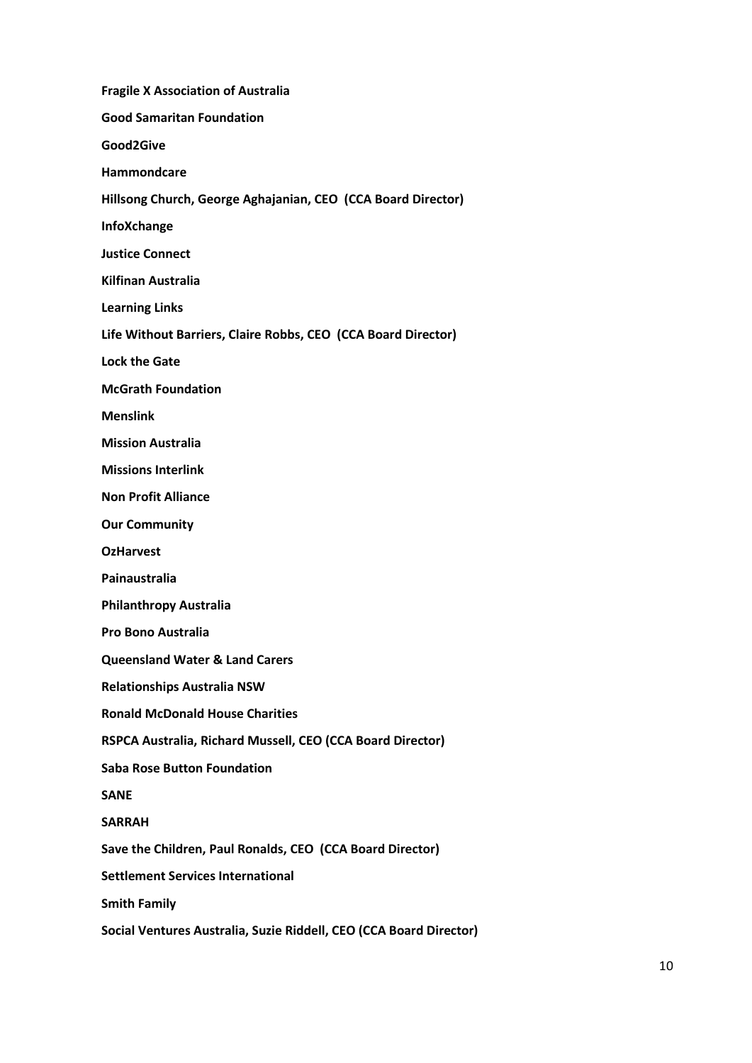**Fragile X Association of Australia**

**Good Samaritan Foundation**

**Good2Give**

**Hammondcare**

**Hillsong Church, George Aghajanian, CEO (CCA Board Director)**

**InfoXchange**

**Justice Connect**

**Kilfinan Australia**

**Learning Links**

**Life Without Barriers, Claire Robbs, CEO (CCA Board Director)**

**Lock the Gate**

**McGrath Foundation**

**Menslink**

**Mission Australia**

**Missions Interlink**

**Non Profit Alliance**

**Our Community**

**OzHarvest**

**Painaustralia**

**Philanthropy Australia**

**Pro Bono Australia**

**Queensland Water & Land Carers**

**Relationships Australia NSW**

**Ronald McDonald House Charities**

**RSPCA Australia, Richard Mussell, CEO (CCA Board Director)**

**Saba Rose Button Foundation**

**SANE**

**SARRAH**

**Save the Children, Paul Ronalds, CEO (CCA Board Director)**

**Settlement Services International**

**Smith Family**

**Social Ventures Australia, Suzie Riddell, CEO (CCA Board Director)**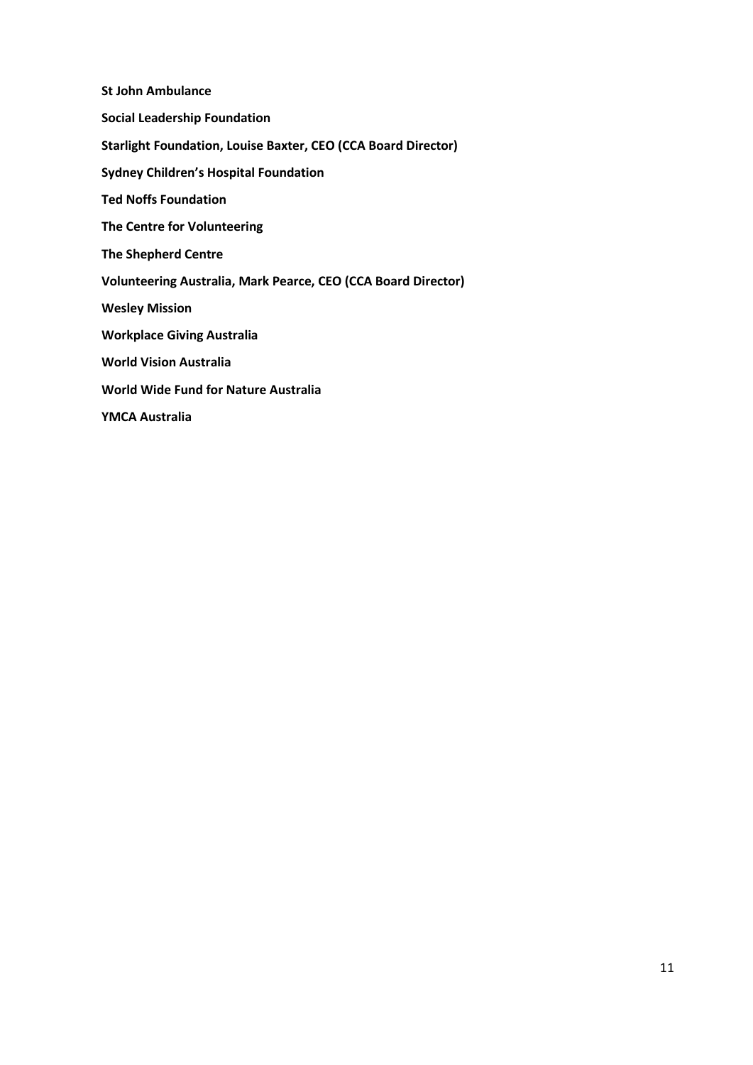**St John Ambulance**

**Social Leadership Foundation**

**Starlight Foundation, Louise Baxter, CEO (CCA Board Director)**

**Sydney Children's Hospital Foundation**

**Ted Noffs Foundation**

**The Centre for Volunteering**

**The Shepherd Centre**

**Volunteering Australia, Mark Pearce, CEO (CCA Board Director)**

**Wesley Mission**

**Workplace Giving Australia**

**World Vision Australia**

**World Wide Fund for Nature Australia**

**YMCA Australia**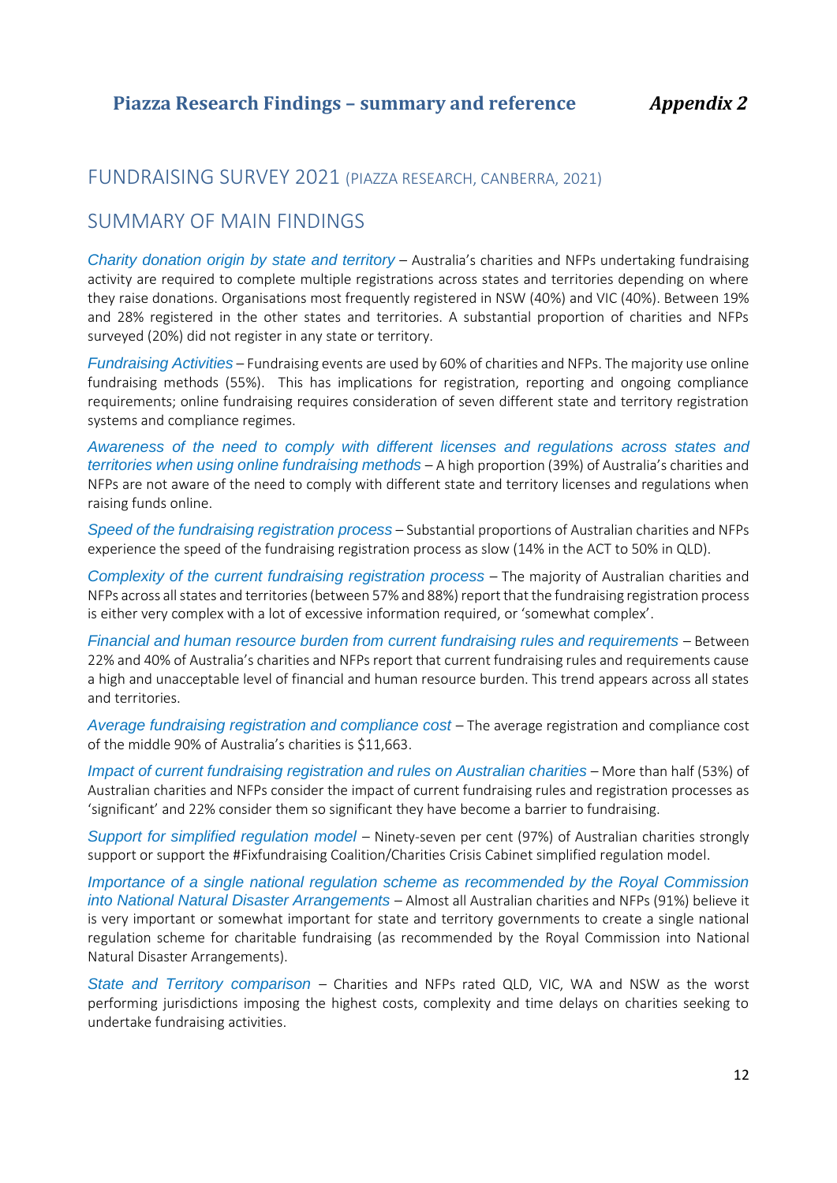## Piazza Research Findings – summary and reference *Appendix 2*

## FUNDRAISING SURVEY 2021 (PIAZZA RESEARCH, CANBERRA, 2021)

## SUMMARY OF MAIN FINDINGS

*Charity donation origin by state and territory* – Australia's charities and NFPs undertaking fundraising activity are required to complete multiple registrations across states and territories depending on where they raise donations. Organisations most frequently registered in NSW (40%) and VIC (40%). Between 19% and 28% registered in the other states and territories. A substantial proportion of charities and NFPs surveyed (20%) did not register in any state or territory.

*Fundraising Activities* – Fundraising events are used by 60% of charities and NFPs. The majority use online fundraising methods (55%). This has implications for registration, reporting and ongoing compliance requirements; online fundraising requires consideration of seven different state and territory registration systems and compliance regimes.

*Awareness of the need to comply with different licenses and regulations across states and territories when using online fundraising methods* – A high proportion (39%) of Australia's charities and NFPs are not aware of the need to comply with different state and territory licenses and regulations when raising funds online.

*Speed of the fundraising registration process* – Substantial proportions of Australian charities and NFPs experience the speed of the fundraising registration process as slow (14% in the ACT to 50% in QLD).

*Complexity of the current fundraising registration process* – The majority of Australian charities and NFPs across all states and territories (between 57% and 88%) report that the fundraising registration process is either very complex with a lot of excessive information required, or 'somewhat complex'.

*Financial and human resource burden from current fundraising rules and requirements* – Between 22% and 40% of Australia's charities and NFPs report that current fundraising rules and requirements cause a high and unacceptable level of financial and human resource burden. This trend appears across all states and territories.

*Average fundraising registration and compliance cost* – The average registration and compliance cost of the middle 90% of Australia's charities is $11,663.

*Impact of current fundraising registration and rules on Australian charities* – More than half (53%) of Australian charities and NFPs consider the impact of current fundraising rules and registration processes as 'significant' and 22% consider them so significant they have become a barrier to fundraising.

*Support for simplified regulation model* – Ninety-seven per cent (97%) of Australian charities strongly support or support the #Fixfundraising Coalition/Charities Crisis Cabinet simplified regulation model.

*Importance of a single national regulation scheme as recommended by the Royal Commission into National Natural Disaster Arrangements* – Almost all Australian charities and NFPs (91%) believe it is very important or somewhat important for state and territory governments to create a single national regulation scheme for charitable fundraising (as recommended by the Royal Commission into National Natural Disaster Arrangements).

*State and Territory comparison* – Charities and NFPs rated QLD, VIC, WA and NSW as the worst performing jurisdictions imposing the highest costs, complexity and time delays on charities seeking to undertake fundraising activities.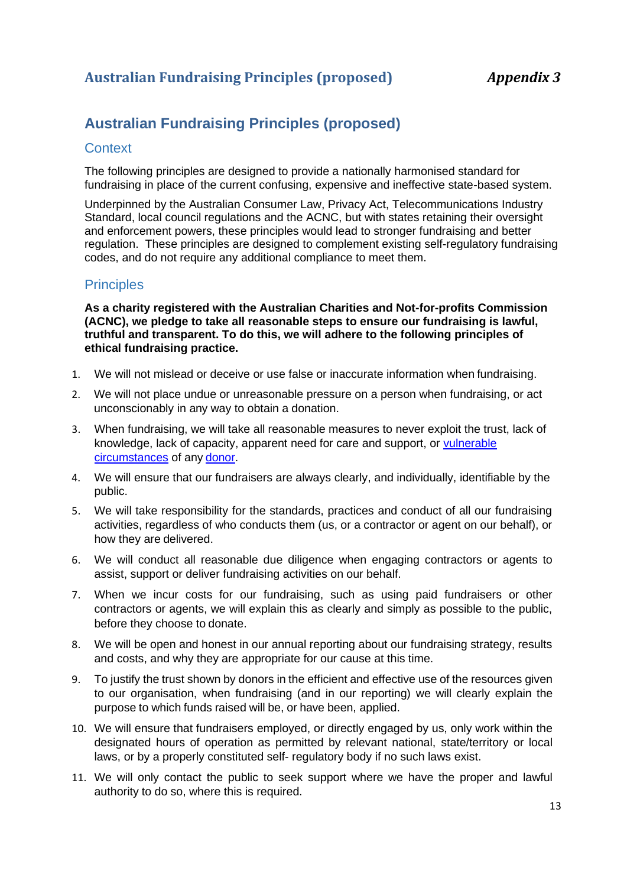## Australian Fundraising Principles (proposed)

### Context

The following principles are designed to provide a nationally harmonised standard for fundraising in place of the current confusing, expensive and ineffective state-based system.

Underpinned by the Australian Consumer Law, Privacy Act, Telecommunications Industry Standard, local council regulations and the ACNC, but with states retaining their oversight and enforcement powers, these principles would lead to stronger fundraising and better regulation. These principles are designed to complement existing self-regulatory fundraising codes, and do not require any additional compliance to meet them.

### Principles

**As a charity registered with the Australian Charities and Not-for-profits Commission (ACNC), we pledge to take all reasonable steps to ensure our fundraising is lawful, truthful and transparent. To do this, we will adhere to the following principles of ethical fundraising practice.**

1. We will not mislead or deceive or use false or inaccurate information when fundraising.
2. We will not place undue or unreasonable pressure on a person when fundraising, or act unconscionably in any way to obtain a donation.
3. When fundraising, we will take all reasonable measures to never exploit the trust, lack of knowledge, lack of capacity, apparent need for care and support, or vulnerable circumstances of any donor.
4. We will ensure that our fundraisers are always clearly, and individually, identifiable by the public.
5. We will take responsibility for the standards, practices and conduct of all our fundraising activities, regardless of who conducts them (us, or a contractor or agent on our behalf), or how they are delivered.
6. We will conduct all reasonable due diligence when engaging contractors or agents to assist, support or deliver fundraising activities on our behalf.
7. When we incur costs for our fundraising, such as using paid fundraisers or other contractors or agents, we will explain this as clearly and simply as possible to the public, before they choose to donate.
8. We will be open and honest in our annual reporting about our fundraising strategy, results and costs, and why they are appropriate for our cause at this time.
9. To justify the trust shown by donors in the efficient and effective use of the resources given to our organisation, when fundraising (and in our reporting) we will clearly explain the purpose to which funds raised will be, or have been, applied.
10. We will ensure that fundraisers employed, or directly engaged by us, only work within the designated hours of operation as permitted by relevant national, state/territory or local laws, or by a properly constituted self- regulatory body if no such laws exist.
11. We will only contact the public to seek support where we have the proper and lawful authority to do so, where this is required.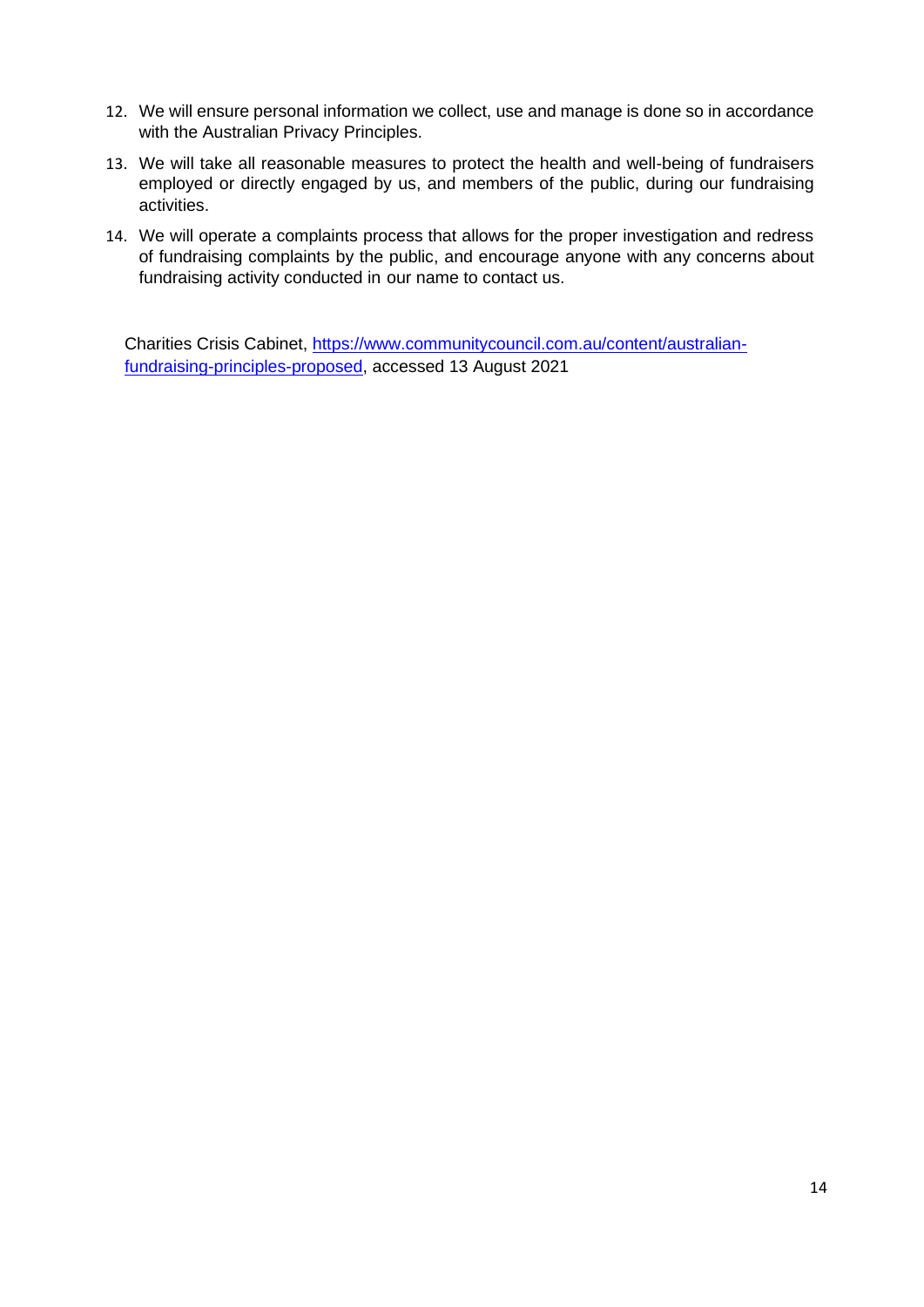12. We will ensure personal information we collect, use and manage is done so in accordance with the Australian Privacy Principles.
13. We will take all reasonable measures to protect the health and well-being of fundraisers employed or directly engaged by us, and members of the public, during our fundraising activities.
14. We will operate a complaints process that allows for the proper investigation and redress of fundraising complaints by the public, and encourage anyone with any concerns about fundraising activity conducted in our name to contact us.

Charities Crisis Cabinet, [https://www.communitycouncil.com.au/content/australian-fundraising-principles-proposed](https://www.communitycouncil.com.au/content/australian-fundraising-principles-proposed), accessed 13 August 2021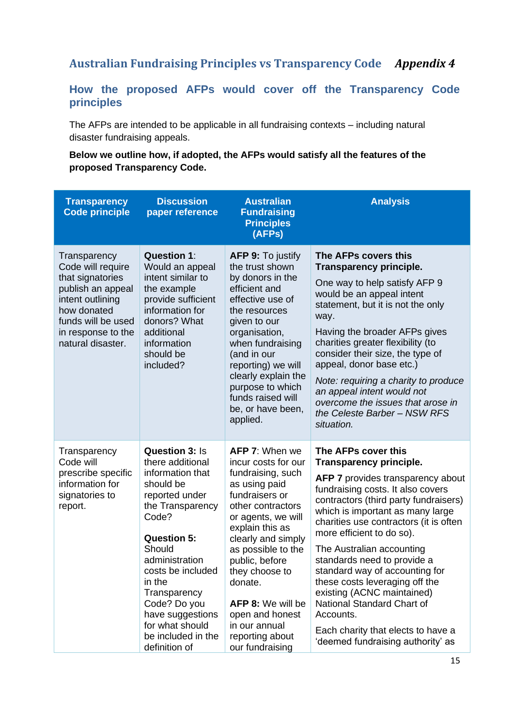## Australian Fundraising Principles vs Transparency Code *Appendix 4*

### How the proposed AFPs would cover off the Transparency Code principles

The AFPs are intended to be applicable in all fundraising contexts – including natural disaster fundraising appeals.

**Below we outline how, if adopted, the AFPs would satisfy all the features of the proposed Transparency Code.**

| Transparency Code principle | Discussion paper reference | Australian Fundraising Principles (AFPs) | Analysis |
|---|---|---|---|
| Transparency Code will require that signatories publish an appeal intent outlining how donated funds will be used in response to the natural disaster. | **Question 1**: Would an appeal intent similar to the example provide sufficient information for donors? What additional information should be included? | **AFP 9:** To justify the trust shown by donors in the efficient and effective use of the resources given to our organisation, when fundraising (and in our reporting) we will clearly explain the purpose to which funds raised will be, or have been, applied. | **The AFPs covers this Transparency principle.**<br><br>One way to help satisfy AFP 9 would be an appeal intent statement, but it is not the only way.<br><br>Having the broader AFPs gives charities greater flexibility (to consider their size, the type of appeal, donor base etc.)<br><br>*Note: requiring a charity to produce an appeal intent would not overcome the issues that arose in the Celeste Barber – NSW RFS situation.* |
| Transparency Code will prescribe specific information for signatories to report. | **Question 3:** Is there additional information that should be reported under the Transparency Code?<br><br>**Question 5:** Should administration costs be included in the Transparency Code? Do you have suggestions for what should be included in the definition of | **AFP 7**: When we incur costs for our fundraising, such as using paid fundraisers or other contractors or agents, we will explain this as clearly and simply as possible to the public, before they choose to donate.<br><br>**AFP 8:** We will be open and honest in our annual reporting about our fundraising | **The AFPs cover this Transparency principle.**<br><br>**AFP 7** provides transparency about fundraising costs. It also covers contractors (third party fundraisers) which is important as many large charities use contractors (it is often more efficient to do so).<br><br>The Australian accounting standards need to provide a standard way of accounting for these costs leveraging off the existing (ACNC maintained) National Standard Chart of Accounts.<br><br>Each charity that elects to have a 'deemed fundraising authority' as |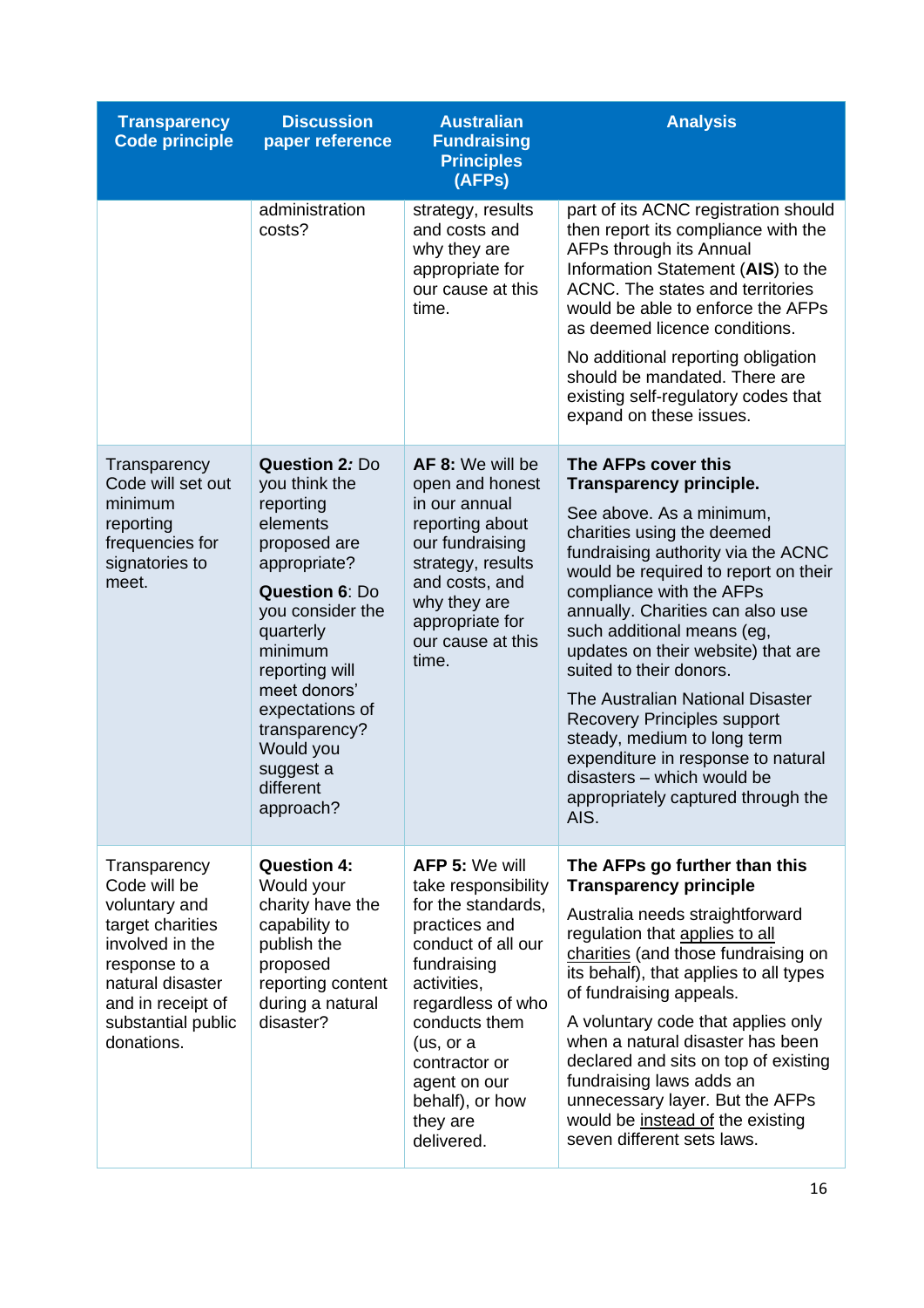| Transparency Code principle | Discussion paper reference | Australian Fundraising Principles (AFPs) | Analysis |
|---|---|---|---|
| | administration costs? | strategy, results and costs and why they are appropriate for our cause at this time. | part of its ACNC registration should then report its compliance with the AFPs through its Annual Information Statement (**AIS**) to the ACNC. The states and territories would be able to enforce the AFPs as deemed licence conditions.<br><br>No additional reporting obligation should be mandated. There are existing self-regulatory codes that expand on these issues. |
| Transparency Code will set out minimum reporting frequencies for signatories to meet. | **Question 2***:* Do you think the reporting elements proposed are appropriate?<br><br>**Question 6**: Do you consider the quarterly minimum reporting will meet donors' expectations of transparency? Would you suggest a different approach? | **AF 8:** We will be open and honest in our annual reporting about our fundraising strategy, results and costs, and why they are appropriate for our cause at this time. | **The AFPs cover this Transparency principle.**<br><br>See above. As a minimum, charities using the deemed fundraising authority via the ACNC would be required to report on their compliance with the AFPs annually. Charities can also use such additional means (eg, updates on their website) that are suited to their donors.<br><br>The Australian National Disaster Recovery Principles support steady, medium to long term expenditure in response to natural disasters – which would be appropriately captured through the AIS. |
| Transparency Code will be voluntary and target charities involved in the response to a natural disaster and in receipt of substantial public donations. | **Question 4:** Would your charity have the capability to publish the proposed reporting content during a natural disaster? | **AFP 5:** We will take responsibility for the standards, practices and conduct of all our fundraising activities, regardless of who conducts them (us, or a contractor or agent on our behalf), or how they are delivered. | **The AFPs go further than this Transparency principle**<br><br>Australia needs straightforward regulation that applies to all charities (and those fundraising on its behalf), that applies to all types of fundraising appeals.<br><br>A voluntary code that applies only when a natural disaster has been declared and sits on top of existing fundraising laws adds an unnecessary layer. But the AFPs would be instead of the existing seven different sets laws. |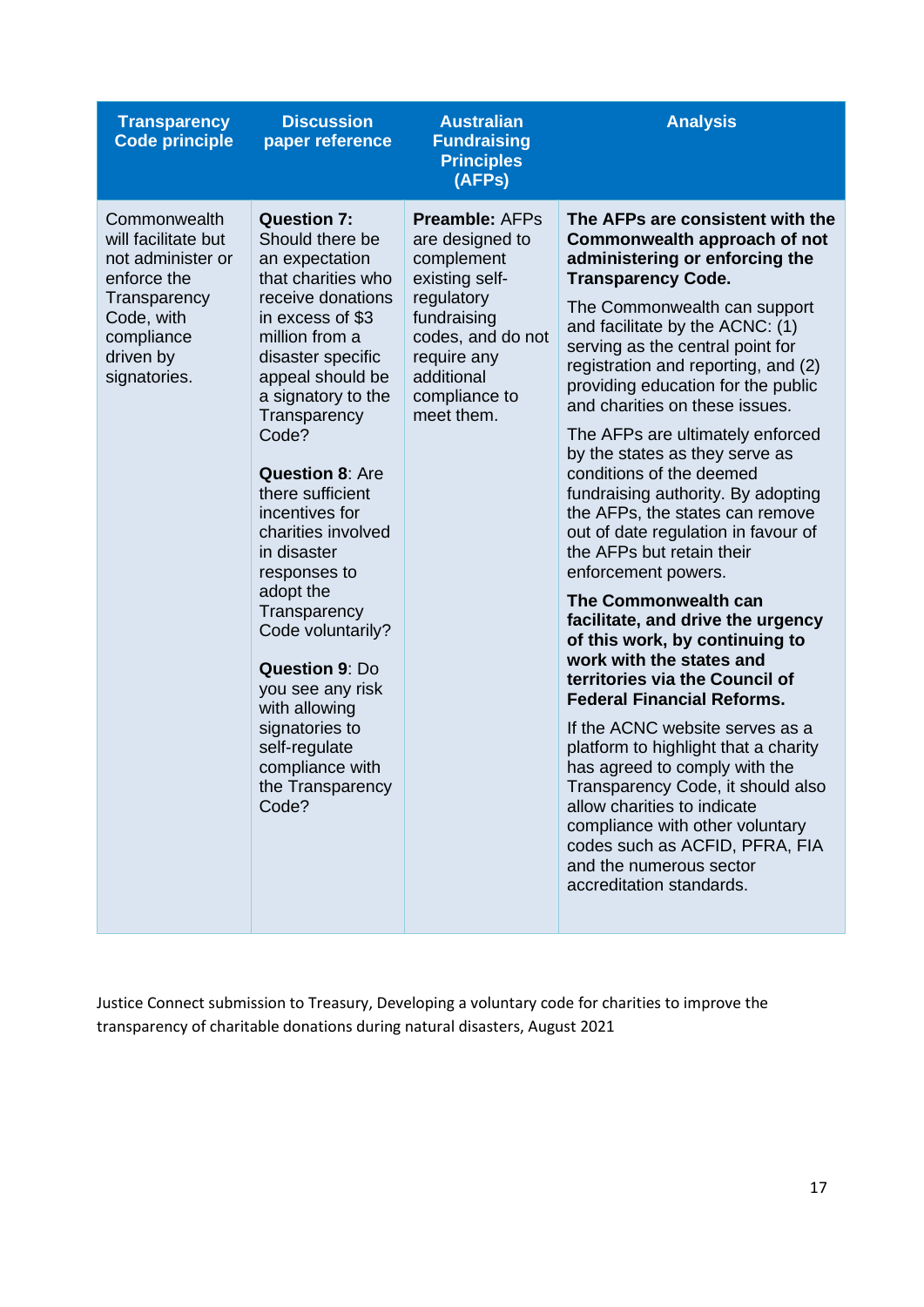| Transparency Code principle | Discussion paper reference | Australian Fundraising Principles (AFPs) | Analysis |
|---|---|---|---|
| Commonwealth will facilitate but not administer or enforce the Transparency Code, with compliance driven by signatories. | **Question 7:** Should there be an expectation that charities who receive donations in excess of $3 million from a disaster specific appeal should be a signatory to the Transparency Code?<br><br>**Question 8**: Are there sufficient incentives for charities involved in disaster responses to adopt the Transparency Code voluntarily?<br><br>**Question 9**: Do you see any risk with allowing signatories to self-regulate compliance with the Transparency Code? | **Preamble:** AFPs are designed to complement existing self-regulatory fundraising codes, and do not require any additional compliance to meet them. | **The AFPs are consistent with the Commonwealth approach of not administering or enforcing the Transparency Code.**<br><br>The Commonwealth can support and facilitate by the ACNC: (1) serving as the central point for registration and reporting, and (2) providing education for the public and charities on these issues.<br><br>The AFPs are ultimately enforced by the states as they serve as conditions of the deemed fundraising authority. By adopting the AFPs, the states can remove out of date regulation in favour of the AFPs but retain their enforcement powers.<br><br>**The Commonwealth can facilitate, and drive the urgency of this work, by continuing to work with the states and territories via the Council of Federal Financial Reforms.**<br><br>If the ACNC website serves as a platform to highlight that a charity has agreed to comply with the Transparency Code, it should also allow charities to indicate compliance with other voluntary codes such as ACFID, PFRA, FIA and the numerous sector accreditation standards. |

Justice Connect submission to Treasury, Developing a voluntary code for charities to improve the transparency of charitable donations during natural disasters, August 2021